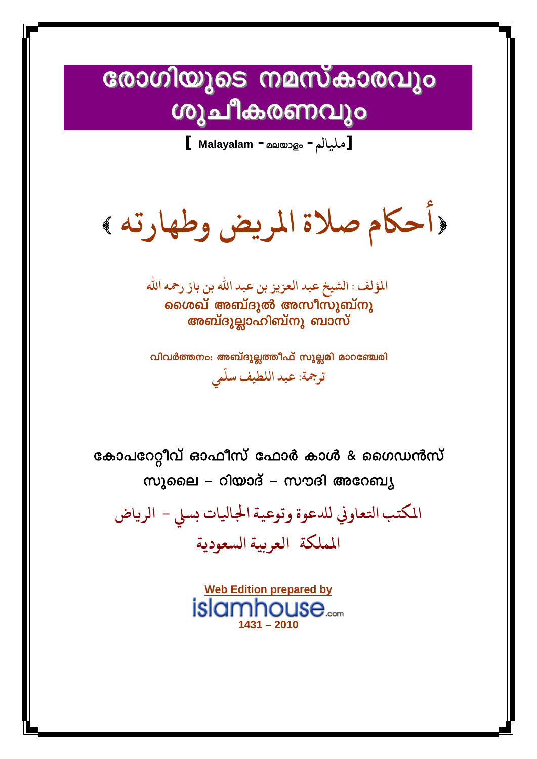# രോഗിയുടെ നമസ്കാരവും ശുചീകരണവും

**[ Malayalam - മലയാളം - مليالم ]**

# ﴿أحكام صلاة المريض وطهارته﴾

المؤلف : الشيخ عبد العزيز بن عبد الله بن باز رحمه الله

**ശൈഖ് അബ്ദുൽ അസീസുബ്നു അബ്ദുല്ലാഹിബ്നു ബാസ്**

**വിവർത്തനം: അബ്ദുല്ലത്തീഫ് സുല്ലമി മാറഞ്ചേരി**

ترجمة: عبد اللطيف سلّمي

**കോപറേറ്റീവ് ഓഫീസ് ഫോർ കാൾ & ഗൈഡൻസ്**

**സുലൈ – റിയാദ് – സൗദി അറേബ്യ**

المكتب التعاوني للدعوة وتوعية الجاليات بسلي – الرياض

المملكة العربية السعودية

**Web Edition prepared by**

**islamhouse.com**

**1431 – 2010**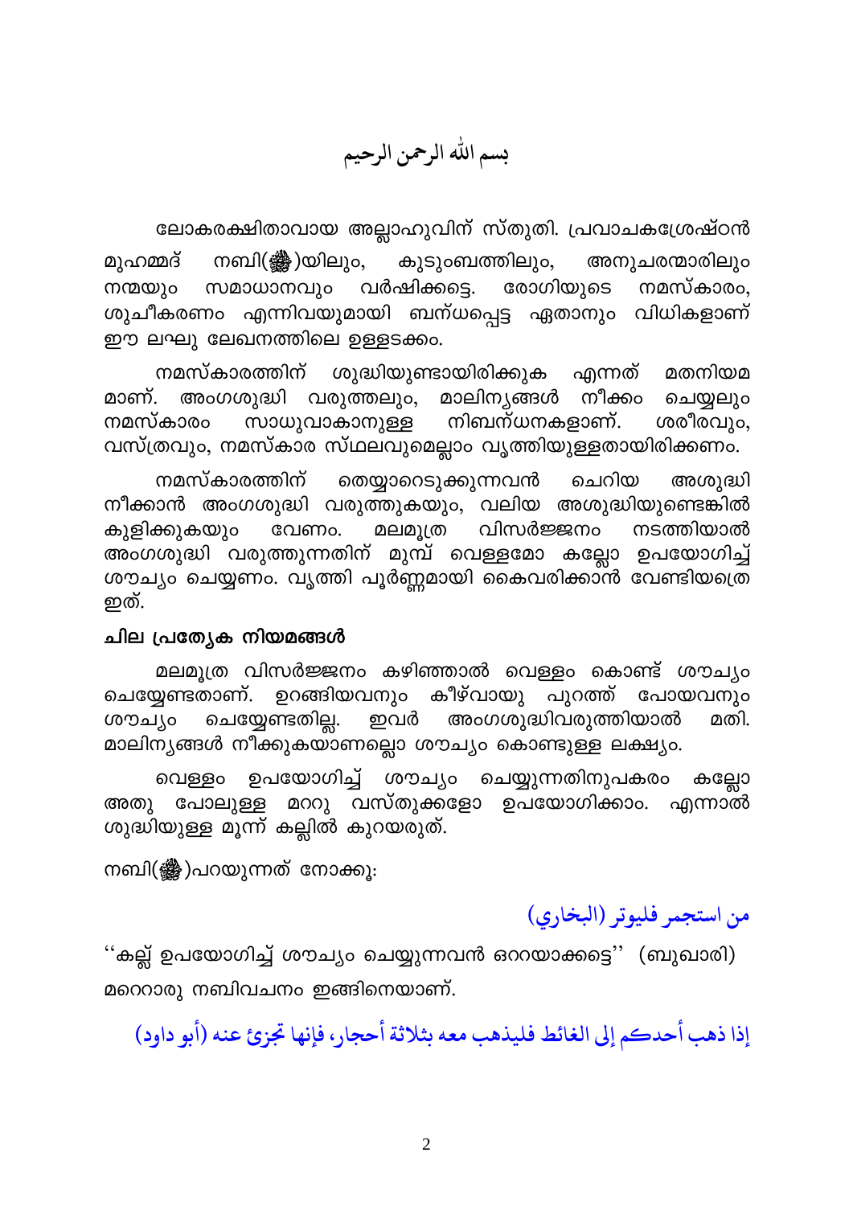بسم الله الرحمن الرحيم

ലോകരക്ഷിതാവായ അല്ലാഹുവിന് സ്തുതി. പ്രവാചകശ്രേഷ്ഠൻ മുഹമ്മദ് നബി(ﷺ)യിലും, കുടുംബത്തിലും, അനുചരന്മാരിലും നന്മയും സമാധാനവും വർഷിക്കട്ടെ. രോഗിയുടെ നമസ്കാരം, ശുചീകരണം എന്നിവയുമായി ബന്ധപ്പെട്ട ഏതാനും വിധികളാണ് ഈ ലഘു ലേഖനത്തിലെ ഉള്ളടക്കം.

നമസ്കാരത്തിന് ശുദ്ധിയുണ്ടായിരിക്കുക എന്നത് മതനിയമമാണ്. അംഗശുദ്ധി വരുത്തലും, മാലിന്യങ്ങൾ നീക്കം ചെയ്യലും നമസ്കാരം സാധുവാകാനുള്ള നിബന്ധനകളാണ്. ശരീരവും, വസ്ത്രവും, നമസ്കാര സ്ഥലവുമെല്ലാം വൃത്തിയുള്ളതായിരിക്കണം.

നമസ്കാരത്തിന് തെയ്യാറെടുക്കുന്നവൻ ചെറിയ അശുദ്ധി നീക്കാൻ അംഗശുദ്ധി വരുത്തുകയും, വലിയ അശുദ്ധിയുണ്ടെങ്കിൽ കുളിക്കുകയും വേണം. മലമൂത്ര വിസർജ്ജനം നടത്തിയാൽ അംഗശുദ്ധി വരുത്തുന്നതിന് മുമ്പ് വെള്ളമോ കല്ലോ ഉപയോഗിച്ച് ശൗച്യം ചെയ്യണം. വൃത്തി പൂർണ്ണമായി കൈവരിക്കാൻ വേണ്ടിയത്രെ ഇത്.

### ചില പ്രത്യേക നിയമങ്ങൾ

മലമൂത്ര വിസർജ്ജനം കഴിഞ്ഞാൽ വെള്ളം കൊണ്ട് ശൗച്യം ചെയ്യേണ്ടതാണ്. ഉറങ്ങിയവനും കീഴ്വായു പുറത്ത് പോയവനും ശൗച്യം ചെയ്യേണ്ടതില്ല. ഇവർ അംഗശുദ്ധിവരുത്തിയാൽ മതി. മാലിന്യങ്ങൾ നീക്കുകയാണല്ലൊ ശൗച്യം കൊണ്ടുള്ള ലക്ഷ്യം.

വെള്ളം ഉപയോഗിച്ച് ശൗച്യം ചെയ്യുന്നതിനുപകരം കല്ലോ അതു പോലുള്ള മററു വസ്തുക്കളോ ഉപയോഗിക്കാം. എന്നാൽ ശുദ്ധിയുള്ള മൂന്ന് കല്ലിൽ കുറയരുത്.

നബി(ﷺ)പറയുന്നത് നോക്കൂ:

من استجمر فليوتر (البخاري)

''കല്ല് ഉപയോഗിച്ച് ശൗച്യം ചെയ്യുന്നവൻ ഒററയാക്കട്ടെ'' (ബുഖാരി)

മറെറാരു നബിവചനം ഇങ്ങിനെയാണ്.

إذا ذهب أحدكم إلى الغائط فليذهب معه بثلاثة أحجار، فإنها تجزئ عنه (أبو داود)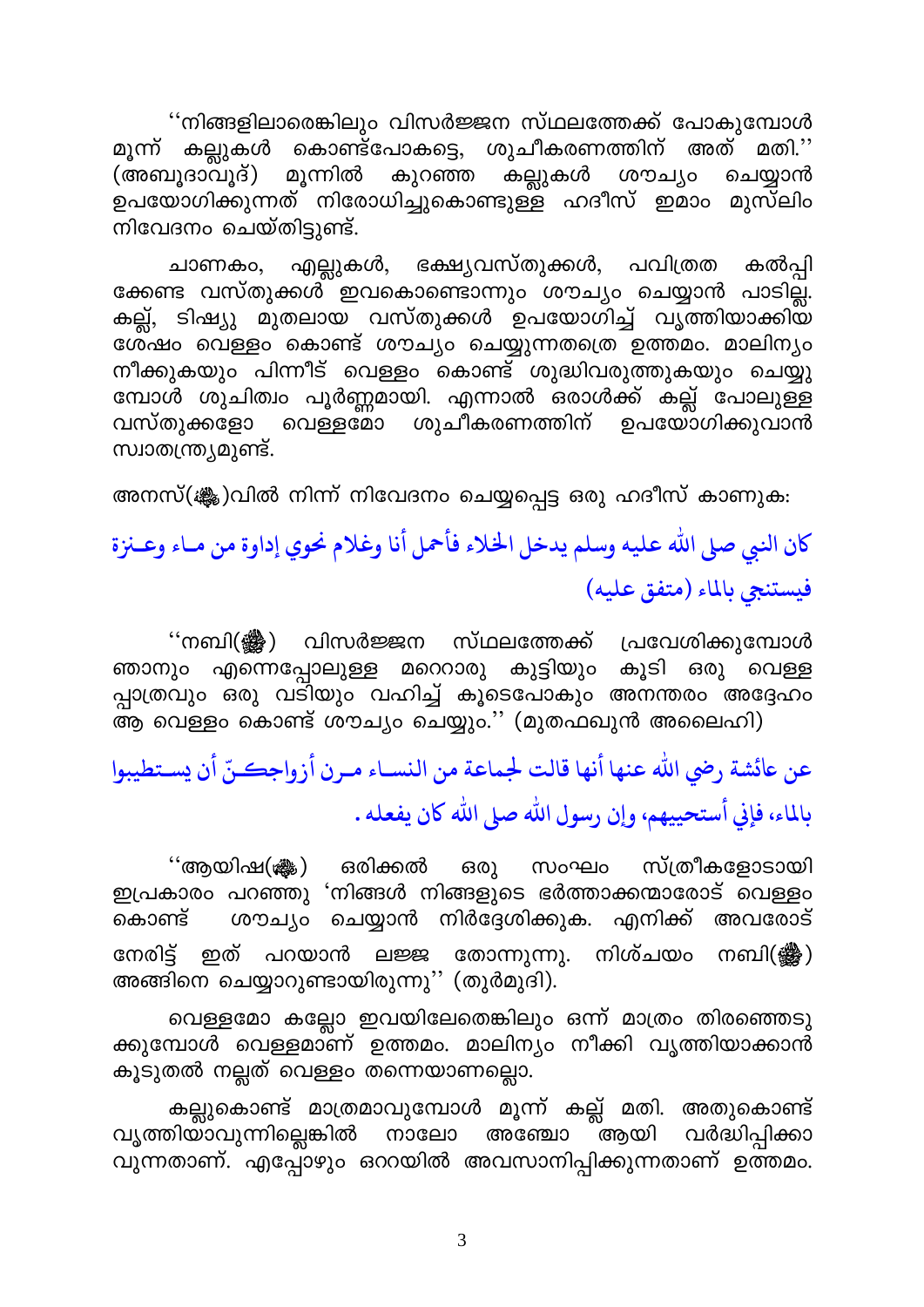''നിങ്ങളിലാരെങ്കിലും വിസർജ്ജന സ്ഥലത്തേക്ക് പോകുമ്പോൾ മൂന്ന് കല്ലുകൾ കൊണ്ട്പോകട്ടെ, ശുചീകരണത്തിന് അത് മതി.'' (അബൂദാവൂദ്) മൂന്നിൽ കുറഞ്ഞ കല്ലുകൾ ശൗച്യം ചെയ്യാൻ ഉപയോഗിക്കുന്നത് നിരോധിച്ചുകൊണ്ടുള്ള ഹദീസ് ഇമാം മുസ്‌ലിം നിവേദനം ചെയ്തിട്ടുണ്ട്.

ചാണകം, എല്ലുകൾ, ഭക്ഷ്യവസ്തുക്കൾ, പവിത്രത കൽപ്പിക്കേണ്ട വസ്തുക്കൾ ഇവകൊണ്ടൊന്നും ശൗച്യം ചെയ്യാൻ പാടില്ല. കല്ല്, ടിഷ്യു മുതലായ വസ്തുക്കൾ ഉപയോഗിച്ച് വൃത്തിയാക്കിയ ശേഷം വെള്ളം കൊണ്ട് ശൗച്യം ചെയ്യുന്നതത്രെ ഉത്തമം. മാലിന്യം നീക്കുകയും പിന്നീട് വെള്ളം കൊണ്ട് ശുദ്ധിവരുത്തുകയും ചെയ്യുമ്പോൾ ശുചിത്വം പൂർണ്ണമായി. എന്നാൽ ഒരാൾക്ക് കല്ല് പോലുള്ള വസ്തുക്കളോ വെള്ളമോ ശുചീകരണത്തിന് ഉപയോഗിക്കുവാൻ സ്വാതന്ത്ര്യമുണ്ട്.

അനസ്(ﷺ)വിൽ നിന്ന് നിവേദനം ചെയ്യപ്പെട്ട ഒരു ഹദീസ് കാണുക:

كان النبي صلى الله عليه وسلم يدخل الخلاء فأحمل أنا وغلام نحوي إداوة من مـاء وعـنزة فيستنجي بالماء (متفق عليه)

''നബി(ﷺ) വിസർജ്ജന സ്ഥലത്തേക്ക് പ്രവേശിക്കുമ്പോൾ ഞാനും എന്നെപ്പോലുള്ള മറ്റൊരു കുട്ടിയും കൂടി ഒരു വെള്ള പ്പാത്രവും ഒരു വടിയും വഹിച്ച് കൂടെപോകും അനന്തരം അദ്ദേഹം ആ വെള്ളം കൊണ്ട് ശൗച്യം ചെയ്യും.'' (മുതഫഖുൻ അലൈഹി)

عن عائشة رضي الله عنها أنها قالت لجماعة من النسـاء مـرن أزواجكـنّ أن يسـتطيبوا بالماء، فإني أستحييهم، وإن رسول الله صلى الله كان يفعله .

''ആയിഷ(ﷺ) ഒരിക്കൽ ഒരു സംഘം സ്ത്രീകളോടായി ഇപ്രകാരം പറഞ്ഞു 'നിങ്ങൾ നിങ്ങളുടെ ഭർത്താക്കന്മാരോട് വെള്ളം കൊണ്ട് ശൗച്യം ചെയ്യാൻ നിർദ്ദേശിക്കുക. എനിക്ക് അവരോട് നേരിട്ട് ഇത് പറയാൻ ലജ്ജ തോന്നുന്നു. നിശ്ചയം നബി(ﷺ) അങ്ങിനെ ചെയ്യാറുണ്ടായിരുന്നു'' (തുർമുദി).

വെള്ളമോ കല്ലോ ഇവയിലേതെങ്കിലും ഒന്ന് മാത്രം തിരഞ്ഞെടുക്കുമ്പോൾ വെള്ളമാണ് ഉത്തമം. മാലിന്യം നീക്കി വൃത്തിയാക്കാൻ കൂടുതൽ നല്ലത് വെള്ളം തന്നെയാണല്ലൊ.

കല്ലുകൊണ്ട് മാത്രമാവുമ്പോൾ മൂന്ന് കല്ല് മതി. അതുകൊണ്ട് വൃത്തിയാവുന്നില്ലെങ്കിൽ നാലോ അഞ്ചോ ആയി വർദ്ധിപ്പിക്കാവുന്നതാണ്. എപ്പോഴും ഒററയിൽ അവസാനിപ്പിക്കുന്നതാണ് ഉത്തമം.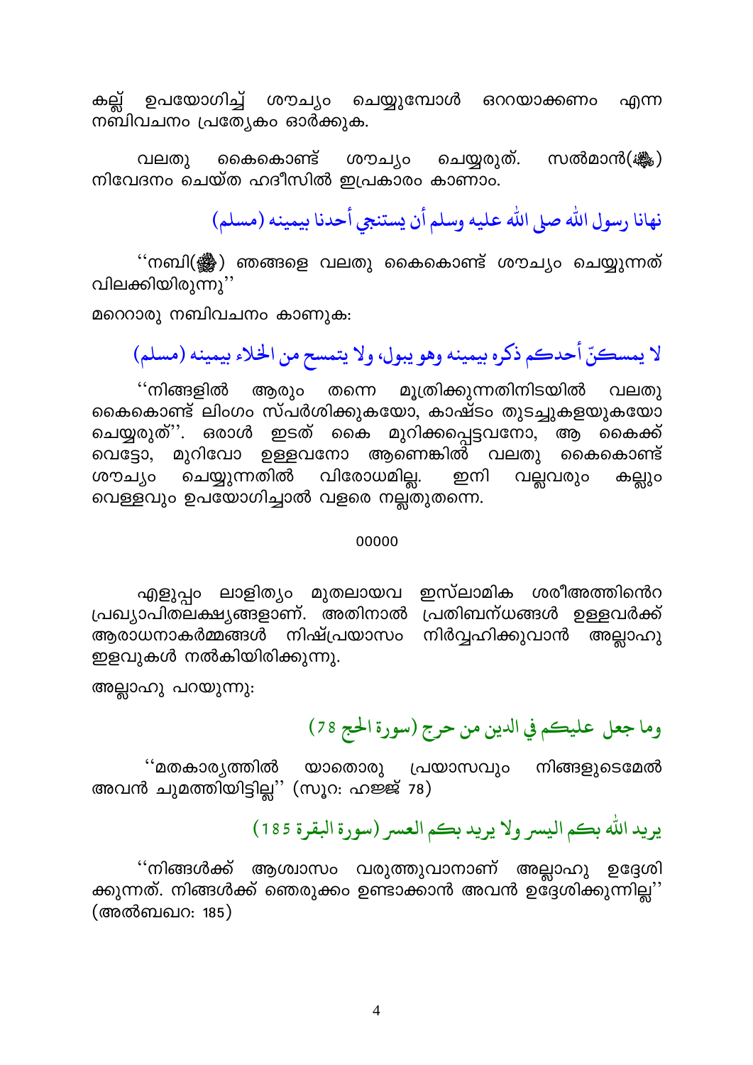കല്ല് ഉപയോഗിച്ച് ശൗച്യം ചെയ്യുമ്പോൾ ഒററയാക്കണം എന്ന നബിവചനം പ്രത്യേകം ഓർക്കുക.

വലതു കൈകൊണ്ട് ശൗച്യം ചെയ്യരുത്. സൽമാൻ(ﷺ) നിവേദനം ചെയ്ത ഹദീസിൽ ഇപ്രകാരം കാണാം.

نهانا رسول الله صلى الله عليه وسلم أن يستنجي أحدنا بيمينه (مسلم)

''നബി(ﷺ) ഞങ്ങളെ വലതു കൈകൊണ്ട് ശൗച്യം ചെയ്യുന്നത് വിലക്കിയിരുന്നു''

മറെറാരു നബിവചനം കാണുക:

لا يمسكنّ أحدكم ذكره بيمينه وهو يبول، ولا يتمسح من الخلاء بيمينه (مسلم)

''നിങ്ങളിൽ ആരും തന്നെ മൂത്രിക്കുന്നതിനിടയിൽ വലതു കൈകൊണ്ട് ലിംഗം സ്പർശിക്കുകയോ, കാഷ്ടം തുടച്ചുകളയുകയോ ചെയ്യരുത്''. ഒരാൾ ഇടത് കൈ മുറിക്കപ്പെട്ടവനോ, ആ കൈക്ക് വെട്ടോ, മുറിവോ ഉള്ളവനോ ആണെങ്കിൽ വലതു കൈകൊണ്ട് ശൗച്യം ചെയ്യുന്നതിൽ വിരോധമില്ല. ഇനി വല്ലവരും കല്ലും വെള്ളവും ഉപയോഗിച്ചാൽ വളരെ നല്ലതുതന്നെ.

00000

എളുപ്പം ലാളിത്യം മുതലായവ ഇസ്ലാമിക ശരീഅത്തിൻെറ പ്രഖ്യാപിതലക്ഷ്യങ്ങളാണ്. അതിനാൽ പ്രതിബന്ധങ്ങൾ ഉള്ളവർക്ക് ആരാധനാകർമ്മങ്ങൾ നിഷ്പ്രയാസം നിർവ്വഹിക്കുവാൻ അല്ലാഹു ഇളവുകൾ നൽകിയിരിക്കുന്നു.

അല്ലാഹു പറയുന്നു:

وما جعل عليكم في الدين من حرج (سورة الحج 78)

''മതകാര്യത്തിൽ യാതൊരു പ്രയാസവും നിങ്ങളുടെമേൽ അവൻ ചുമത്തിയിട്ടില്ല'' (സൂറ: ഹജ്ജ് 78)

يريد الله بكم اليسر ولا يريد بكم العسر (سورة البقرة 185)

''നിങ്ങൾക്ക് ആശ്വാസം വരുത്തുവാനാണ് അല്ലാഹു ഉദ്ദേശിക്കുന്നത്. നിങ്ങൾക്ക് ഞെരുക്കം ഉണ്ടാക്കാൻ അവൻ ഉദ്ദേശിക്കുന്നില്ല'' (അൽബഖറ: 185)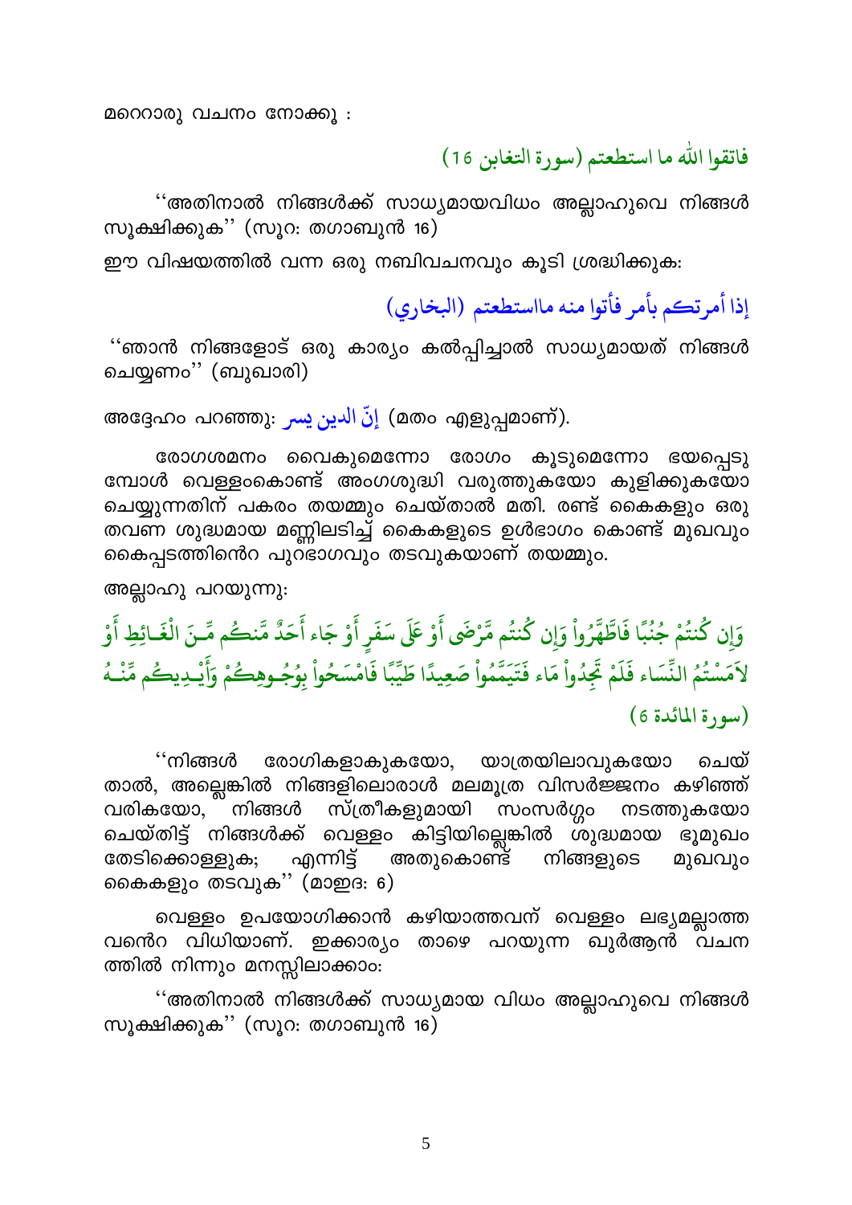മററൊരു വചനം നോക്കൂ :

فاتقوا الله ما استطعتم (سورة التغابن 16)

''അതിനാൽ നിങ്ങൾക്ക് സാധ്യമായവിധം അല്ലാഹുവെ നിങ്ങൾ സൂക്ഷിക്കുക'' (സൂറ: തഗാബുൻ 16)

ഈ വിഷയത്തിൽ വന്ന ഒരു നബിവചനവും കൂടി ശ്രദ്ധിക്കുക:

إذا أمرتكم بأمر فأتوا منه مااستطعتم (البخاري)

''ഞാൻ നിങ്ങളോട് ഒരു കാര്യം കൽപ്പിച്ചാൽ സാധ്യമായത് നിങ്ങൾ ചെയ്യണം'' (ബുഖാരി)

അദ്ദേഹം പറഞ്ഞു: إنّ الدين يسر (മതം എളുപ്പമാണ്).

രോഗശമനം വൈകുമെന്നോ രോഗം കൂടുമെന്നോ ഭയപ്പെടുമ്പോൾ വെള്ളംകൊണ്ട് അംഗശുദ്ധി വരുത്തുകയോ കുളിക്കുകയോ ചെയ്യുന്നതിന് പകരം തയമ്മും ചെയ്താൽ മതി. രണ്ട് കൈകളും ഒരു തവണ ശുദ്ധമായ മണ്ണിലടിച്ച് കൈകളുടെ ഉൾഭാഗം കൊണ്ട് മുഖവും കൈപ്പടത്തിൻെറ പുറഭാഗവും തടവുകയാണ് തയമ്മും.

അല്ലാഹു പറയുന്നു:

وَإِن كُنتُمْ جُنُبًا فَاطَّهَّرُواْ وَإِن كُنتُم مَّرْضَى أَوْ عَلَى سَفَرٍ أَوْ جَاء أَحَدٌ مَّنكُم مِّنَ الْغَائِطِ أَوْ لاَمَسْتُمُ النِّسَاء فَلَمْ تَجِدُواْ مَاء فَتَيَمَّمُواْ صَعِيدًا طَيِّبًا فَامْسَحُواْ بِوُجُوهِكُمْ وَأَيْدِيكُم مِّنْهُ (سورة المائدة 6)

''നിങ്ങൾ രോഗികളാകുകയോ, യാത്രയിലാവുകയോ ചെയ്താൽ, അല്ലെങ്കിൽ നിങ്ങളിലൊരാൾ മലമൂത്ര വിസർജ്ജനം കഴിഞ്ഞ് വരികയോ, നിങ്ങൾ സ്ത്രീകളുമായി സംസർഗ്ഗം നടത്തുകയോ ചെയ്തിട്ട് നിങ്ങൾക്ക് വെള്ളം കിട്ടിയില്ലെങ്കിൽ ശുദ്ധമായ ഭൂമുഖം തേടിക്കൊള്ളുക; എന്നിട്ട് അതുകൊണ്ട് നിങ്ങളുടെ മുഖവും കൈകളും തടവുക'' (മാഇദ: 6)

വെള്ളം ഉപയോഗിക്കാൻ കഴിയാത്തവന് വെള്ളം ലഭ്യമല്ലാത്തവൻെറ വിധിയാണ്. ഇക്കാര്യം താഴെ പറയുന്ന ഖുർആൻ വചനത്തിൽ നിന്നും മനസ്സിലാക്കാം:

''അതിനാൽ നിങ്ങൾക്ക് സാധ്യമായ വിധം അല്ലാഹുവെ നിങ്ങൾ സൂക്ഷിക്കുക'' (സൂറ: തഗാബുൻ 16)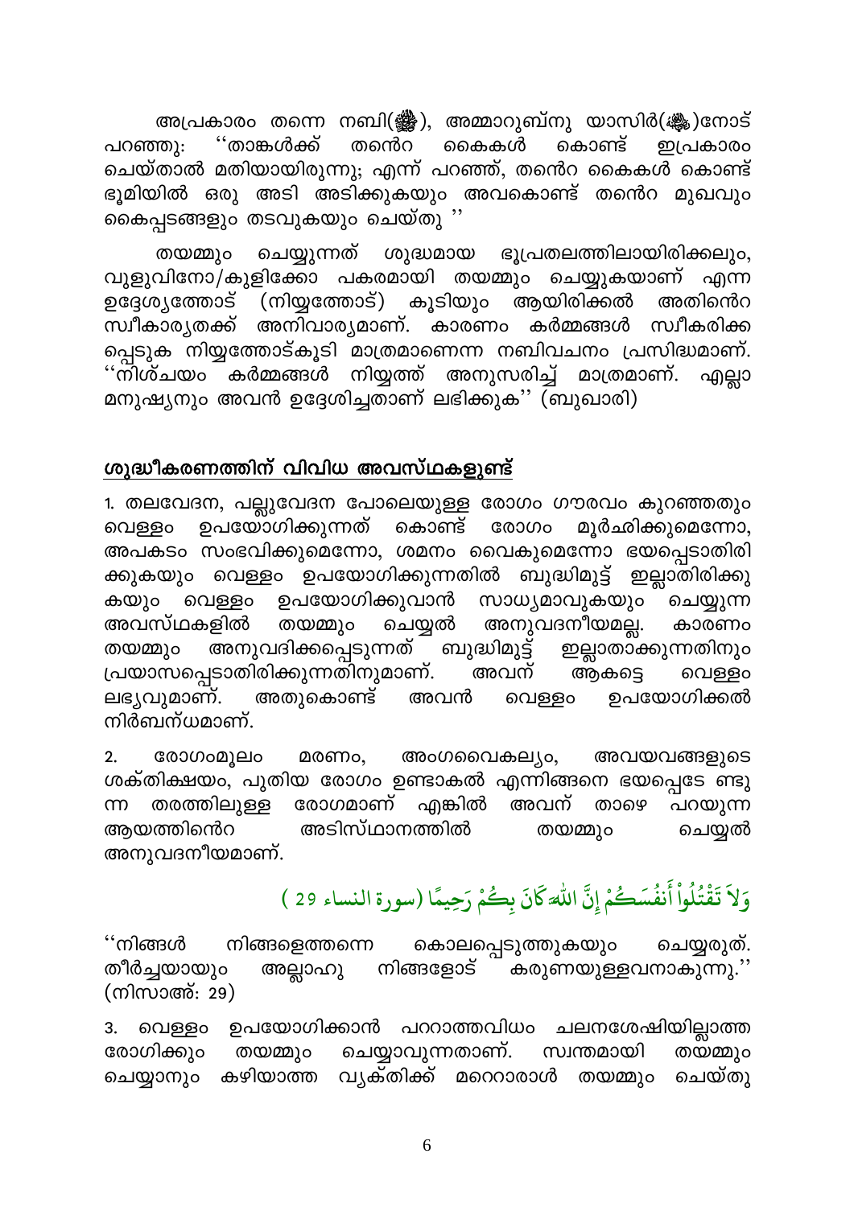അപ്രകാരം തന്നെ നബി(ﷺ), അമ്മാറുബ്നു യാസിർ(رضي الله عنه)നോട് പറഞ്ഞു: ''താങ്കൾക്ക് തൻെറ കൈകൾ കൊണ്ട് ഇപ്രകാരം ചെയ്താൽ മതിയായിരുന്നു; എന്ന് പറഞ്ഞ്, തൻെറ കൈകൾ കൊണ്ട് ഭൂമിയിൽ ഒരു അടി അടിക്കുകയും അവകൊണ്ട് തൻെറ മുഖവും കൈപ്പടങ്ങളും തടവുകയും ചെയ്തു ''

തയമ്മും ചെയ്യുന്നത് ശുദ്ധമായ ഭൂപ്രതലത്തിലായിരിക്കലും, വുളുവിനോ/കുളിക്കോ പകരമായി തയമ്മും ചെയ്യുകയാണ് എന്ന ഉദ്ദേശ്യത്തോട് (നിയ്യത്തോട്) കൂടിയും ആയിരിക്കൽ അതിൻെറ സ്വീകാര്യതക്ക് അനിവാര്യമാണ്. കാരണം കർമ്മങ്ങൾ സ്വീകരിക്കപ്പെടുക നിയ്യത്തോട്കൂടി മാത്രമാണെന്ന നബിവചനം പ്രസിദ്ധമാണ്. ''നിശ്ചയം കർമ്മങ്ങൾ നിയ്യത്ത് അനുസരിച്ച് മാത്രമാണ്. എല്ലാ മനുഷ്യനും അവൻ ഉദ്ദേശിച്ചതാണ് ലഭിക്കുക'' (ബുഖാരി)

## ശുദ്ധീകരണത്തിന് വിവിധ അവസ്ഥകളുണ്ട്

1. തലവേദന, പല്ലുവേദന പോലെയുള്ള രോഗം ഗൗരവം കുറഞ്ഞതും വെള്ളം ഉപയോഗിക്കുന്നത് കൊണ്ട് രോഗം മൂർഛിക്കുമെന്നോ, അപകടം സംഭവിക്കുമെന്നോ, ശമനം വൈകുമെന്നോ ഭയപ്പെടാതിരിക്കുകയും വെള്ളം ഉപയോഗിക്കുന്നതിൽ ബുദ്ധിമുട്ട് ഇല്ലാതിരിക്കുകയും വെള്ളം ഉപയോഗിക്കുവാൻ സാധ്യമാവുകയും ചെയ്യുന്ന അവസ്ഥകളിൽ തയമ്മും ചെയ്യൽ അനുവദനീയമല്ല. കാരണം തയമ്മും അനുവദിക്കപ്പെടുന്നത് ബുദ്ധിമുട്ട് ഇല്ലാതാക്കുന്നതിനും പ്രയാസപ്പെടാതിരിക്കുന്നതിനുമാണ്. അവന് ആകട്ടെ വെള്ളം ലഭ്യവുമാണ്. അതുകൊണ്ട് അവൻ വെള്ളം ഉപയോഗിക്കൽ നിർബന്ധമാണ്.

2. രോഗംമൂലം മരണം, അംഗവൈകല്യം, അവയവങ്ങളുടെ ശക്തിക്ഷയം, പുതിയ രോഗം ഉണ്ടാകൽ എന്നിങ്ങനെ ഭയപ്പെടേണ്ടുന്ന തരത്തിലുള്ള രോഗമാണ് എങ്കിൽ അവന് താഴെ പറയുന്ന ആയത്തിൻെറ അടിസ്ഥാനത്തിൽ തയമ്മും ചെയ്യൽ അനുവദനീയമാണ്.

وَلَا تَقْتُلُوٓاْ أَنفُسَكُمْ إِنَّ اللَّهَ كَانَ بِكُمْ رَحِيمًا (سورة النساء 29)

''നിങ്ങൾ നിങ്ങളെത്തന്നെ കൊലപ്പെടുത്തുകയും ചെയ്യരുത്. തീർച്ചയായും അല്ലാഹു നിങ്ങളോട് കരുണയുള്ളവനാകുന്നു.'' (നിസാഅ്: 29)

3. വെള്ളം ഉപയോഗിക്കാൻ പററാത്തവിധം ചലനശേഷിയില്ലാത്ത രോഗിക്കും തയമ്മും ചെയ്യാവുന്നതാണ്. സ്വന്തമായി തയമ്മും ചെയ്യാനും കഴിയാത്ത വ്യക്തിക്ക് മററൊരാൾ തയമ്മും ചെയ്തു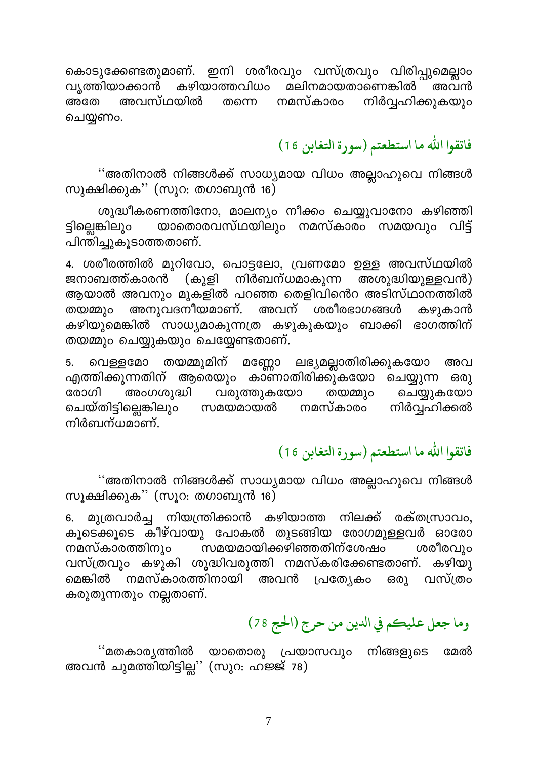കൊടുക്കേണ്ടതുമാണ്. ഇനി ശരീരവും വസ്ത്രവും വിരിപ്പുമെല്ലാം വൃത്തിയാക്കാൻ കഴിയാത്തവിധം മലിനമായതാണെങ്കിൽ അവൻ അതേ അവസ്ഥയിൽ തന്നെ നമസ്കാരം നിർവ്വഹിക്കുകയും ചെയ്യണം.

فاتقوا الله ما استطعتم (سورة التغابن 16)

''അതിനാൽ നിങ്ങൾക്ക് സാധ്യമായ വിധം അല്ലാഹുവെ നിങ്ങൾ സൂക്ഷിക്കുക'' (സൂറ: തഗാബുൻ 16)

ശുദ്ധീകരണത്തിനോ, മാലന്യം നീക്കം ചെയ്യുവാനോ കഴിഞ്ഞിട്ടില്ലെങ്കിലും യാതൊരവസ്ഥയിലും നമസ്കാരം സമയവും വിട്ട് പിന്തിച്ചുകൂടാത്തതാണ്.

4. ശരീരത്തിൽ മുറിവോ, പൊട്ടലോ, വ്രണമോ ഉള്ള അവസ്ഥയിൽ ജനാബത്ത്കാരൻ (കുളി നിർബന്ധമാകുന്ന അശുദ്ധിയുള്ളവൻ) ആയാൽ അവനും മുകളിൽ പറഞ്ഞ തെളിവിന്റെ അടിസ്ഥാനത്തിൽ തയമ്മും അനുവദനീയമാണ്. അവന് ശരീരഭാഗങ്ങൾ കഴുകാൻ കഴിയുമെങ്കിൽ സാധ്യമാകുന്നത്ര കഴുകുകയും ബാക്കി ഭാഗത്തിന് തയമ്മും ചെയ്യുകയും ചെയ്യേണ്ടതാണ്.

5. വെള്ളമോ തയമ്മുമിന് മണ്ണോ ലഭ്യമല്ലാതിരിക്കുകയോ അവ എത്തിക്കുന്നതിന് ആരെയും കാണാതിരിക്കുകയോ ചെയ്യുന്ന ഒരു രോഗി അംഗശുദ്ധി വരുത്തുകയോ തയമ്മും ചെയ്യുകയോ ചെയ്തിട്ടില്ലെങ്കിലും സമയമായാൽ നമസ്കാരം നിർവ്വഹിക്കൽ നിർബന്ധമാണ്.

فاتقوا الله ما استطعتم (سورة التغابن 16)

''അതിനാൽ നിങ്ങൾക്ക് സാധ്യമായ വിധം അല്ലാഹുവെ നിങ്ങൾ സൂക്ഷിക്കുക'' (സൂറ: തഗാബുൻ 16)

6. മൂത്രവാർച്ച നിയന്ത്രിക്കാൻ കഴിയാത്ത നിലക്ക് രക്തസ്രാവം, കൂടെക്കൂടെ കീഴ്വായു പോകൽ തുടങ്ങിയ രോഗമുള്ളവർ ഓരോ നമസ്കാരത്തിനും സമയമായിക്കഴിഞ്ഞതിന്ശേഷം ശരീരവും വസ്ത്രവും കഴുകി ശുദ്ധിവരുത്തി നമസ്കരിക്കേണ്ടതാണ്. കഴിയുമെങ്കിൽ നമസ്കാരത്തിനായി അവൻ പ്രത്യേകം ഒരു വസ്ത്രം കരുതുന്നതും നല്ലതാണ്.

وما جعل عليكم في الدين من حرج (الحج 78)

''മതകാര്യത്തിൽ യാതൊരു പ്രയാസവും നിങ്ങളുടെ മേൽ അവൻ ചുമത്തിയിട്ടില്ല'' (സൂറ: ഹജ്ജ് 78)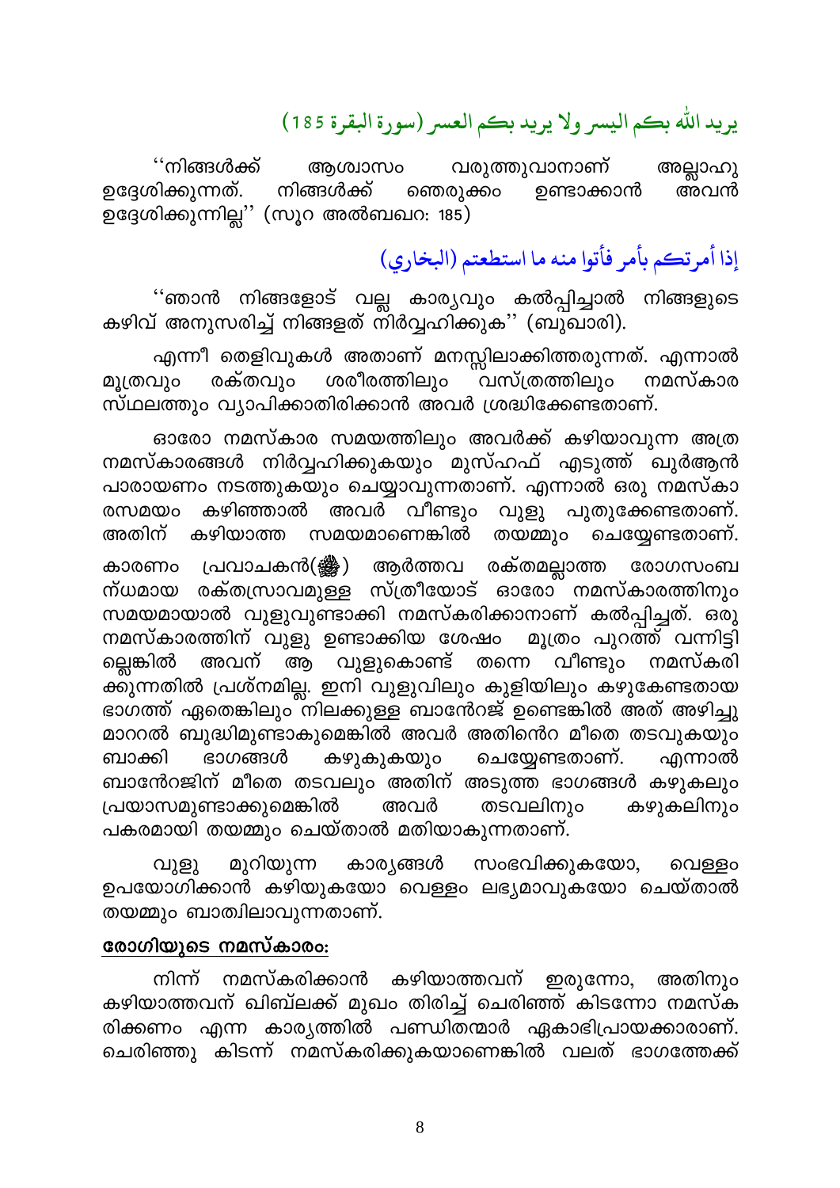يريد الله بكم اليسر ولا يريد بكم العسر (سورة البقرة 185)

''നിങ്ങള്‍ക്ക് ആശ്വാസം വരുത്തുവാനാണ് അല്ലാഹു ഉദ്ദേശിക്കുന്നത്. നിങ്ങള്‍ക്ക് ഞെരുക്കം ഉണ്ടാക്കാന്‍ അവന്‍ ഉദ്ദേശിക്കുന്നില്ല'' (സൂറ അല്‍ബഖറ: 185)

إذا أمرتكم بأمر فأتوا منه ما استطعتم (البخاري)

''ഞാന്‍ നിങ്ങളോട് വല്ല കാര്യവും കല്‍പ്പിച്ചാല്‍ നിങ്ങളുടെ കഴിവ് അനുസരിച്ച് നിങ്ങളത് നിര്‍വ്വഹിക്കുക'' (ബുഖാരി).

എന്നീ തെളിവുകള്‍ അതാണ് മനസ്സിലാക്കിത്തരുന്നത്. എന്നാല്‍ മൂത്രവും രക്തവും ശരീരത്തിലും വസ്ത്രത്തിലും നമസ്കാര സ്ഥലത്തും വ്യാപിക്കാതിരിക്കാന്‍ അവര്‍ ശ്രദ്ധിക്കേണ്ടതാണ്.

ഓരോ നമസ്കാര സമയത്തിലും അവര്‍ക്ക് കഴിയാവുന്ന അത്ര നമസ്കാരങ്ങള്‍ നിര്‍വ്വഹിക്കുകയും മുസ്ഹഫ് എടുത്ത് ഖുര്‍ആന്‍ പാരായണം നടത്തുകയും ചെയ്യാവുന്നതാണ്. എന്നാല്‍ ഒരു നമസ്കാരസമയം കഴിഞ്ഞാല്‍ അവര്‍ വീണ്ടും വുളു പുതുക്കേണ്ടതാണ്. അതിന് കഴിയാത്ത സമയമാണെങ്കില്‍ തയമ്മും ചെയ്യേണ്ടതാണ്. കാരണം പ്രവാചകന്‍(ﷺ) ആര്‍ത്തവ രക്തമല്ലാത്ത രോഗസംബന്ധമായ രക്തസ്രാവമുള്ള സ്ത്രീയോട് ഓരോ നമസ്കാരത്തിനും സമയമായാല്‍ വുളുവുണ്ടാക്കി നമസ്കരിക്കാനാണ് കല്‍പ്പിച്ചത്. ഒരു നമസ്കാരത്തിന് വുളു ഉണ്ടാക്കിയ ശേഷം മൂത്രം പുറത്ത് വന്നിട്ടില്ലെങ്കില്‍ അവന് ആ വുളുകൊണ്ട് തന്നെ വീണ്ടും നമസ്കരിക്കുന്നതില്‍ പ്രശ്നമില്ല. ഇനി വുളുവിലും കുളിയിലും കഴുകേണ്ടതായ ഭാഗത്ത് ഏതെങ്കിലും നിലക്കുള്ള ബാന്‍റേജ് ഉണ്ടെങ്കില്‍ അത് അഴിച്ചു മാററല്‍ ബുദ്ധിമുണ്ടാകുമെങ്കില്‍ അവര്‍ അതിന്‍റെ മീതെ തടവുകയും ബാക്കി ഭാഗങ്ങള്‍ കഴുകുകയും ചെയ്യേണ്ടതാണ്. എന്നാല്‍ ബാന്‍റേജിന് മീതെ തടവലും അതിന് അടുത്ത ഭാഗങ്ങള്‍ കഴുകലും പ്രയാസമുണ്ടാക്കുമെങ്കില്‍ അവര്‍ തടവലിനും കഴുകലിനും പകരമായി തയമ്മും ചെയ്താല്‍ മതിയാകുന്നതാണ്.

വുളു മുറിയുന്ന കാര്യങ്ങള്‍ സംഭവിക്കുകയോ, വെള്ളം ഉപയോഗിക്കാന്‍ കഴിയുകയോ വെള്ളം ലഭ്യമാവുകയോ ചെയ്താല്‍ തയമ്മും ബാത്വിലാവുന്നതാണ്.

**രോഗിയുടെ നമസ്കാരം:**

നിന്ന് നമസ്കരിക്കാന്‍ കഴിയാത്തവന് ഇരുന്നോ, അതിനും കഴിയാത്തവന് ഖിബ്‌ലക്ക് മുഖം തിരിച്ച് ചെരിഞ്ഞ് കിടന്നോ നമസ്കരിക്കണം എന്ന കാര്യത്തില്‍ പണ്ഡിതന്മാര്‍ ഏകാഭിപ്രായക്കാരാണ്. ചെരിഞ്ഞു കിടന്ന് നമസ്കരിക്കുകയാണെങ്കില്‍ വലത് ഭാഗത്തേക്ക്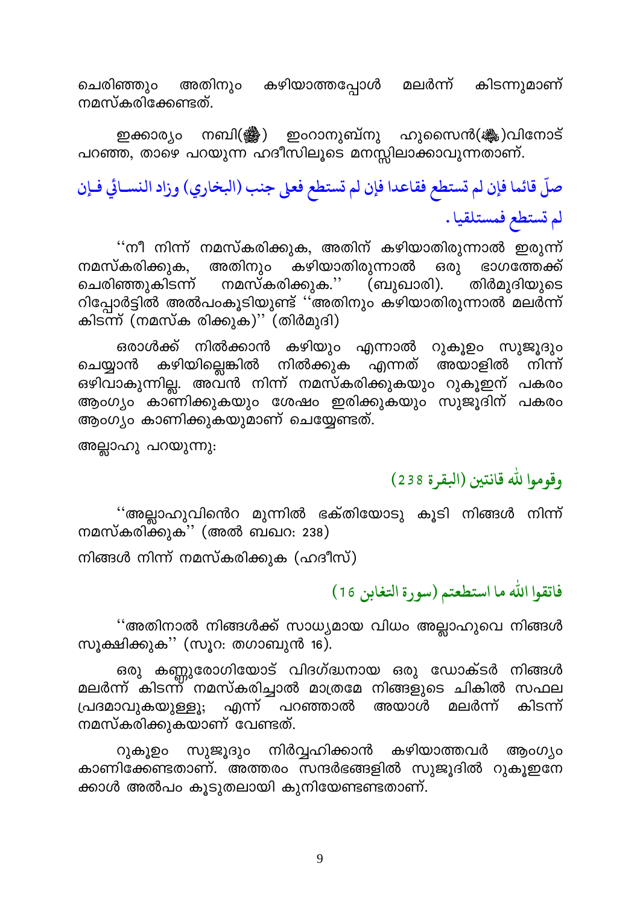ചെരിഞ്ഞും അതിനും കഴിയാത്തപ്പോൾ മലർന്ന് കിടന്നുമാണ് നമസ്കരിക്കേണ്ടത്.

ഇക്കാര്യം നബി(ﷺ) ഇംറാനുബ്നു ഹുസൈൻ(ؓ)വിനോട് പറഞ്ഞ, താഴെ പറയുന്ന ഹദീസിലൂടെ മനസ്സിലാക്കാവുന്നതാണ്.

صلّ قائما فإن لم تستطع فقاعدا فإن لم تستطع فعلى جنب (البخاري) وزاد النسائي فإن لم تستطع فمستلقيا .

''നീ നിന്ന് നമസ്കരിക്കുക, അതിന് കഴിയാതിരുന്നാൽ ഇരുന്ന് നമസ്കരിക്കുക, അതിനും കഴിയാതിരുന്നാൽ ഒരു ഭാഗത്തേക്ക് ചെരിഞ്ഞുകിടന്ന് നമസ്കരിക്കുക.'' (ബുഖാരി). തിർമുദിയുടെ റിപ്പോർട്ടിൽ അൽപംകൂടിയുണ്ട് ''അതിനും കഴിയാതിരുന്നാൽ മലർന്ന് കിടന്ന് (നമസ്ക രിക്കുക)'' (തിർമുദി)

ഒരാൾക്ക് നിൽക്കാൻ കഴിയും എന്നാൽ റുകൂഉം സുജൂദും ചെയ്യാൻ കഴിയില്ലെങ്കിൽ നിൽക്കുക എന്നത് അയാളിൽ നിന്ന് ഒഴിവാകുന്നില്ല. അവൻ നിന്ന് നമസ്കരിക്കുകയും റുകൂഇന് പകരം ആംഗ്യം കാണിക്കുകയും ശേഷം ഇരിക്കുകയും സുജൂദിന് പകരം ആംഗ്യം കാണിക്കുകയുമാണ് ചെയ്യേണ്ടത്.

അല്ലാഹു പറയുന്നു:

وقوموا لله قانتين (البقرة 238)

''അല്ലാഹുവിൻെറ മുന്നിൽ ഭക്തിയോടു കൂടി നിങ്ങൾ നിന്ന് നമസ്കരിക്കുക'' (അൽ ബഖറ: 238)

നിങ്ങൾ നിന്ന് നമസ്കരിക്കുക (ഹദീസ്)

فاتقوا الله ما استطعتم (سورة التغابن 16)

''അതിനാൽ നിങ്ങൾക്ക് സാധ്യമായ വിധം അല്ലാഹുവെ നിങ്ങൾ സൂക്ഷിക്കുക'' (സൂറ: തഗാബുൻ 16).

ഒരു കണ്ണുരോഗിയോട് വിദഗ്ദ്ധനായ ഒരു ഡോക്ടർ നിങ്ങൾ മലർന്ന് കിടന്ന് നമസ്കരിച്ചാൽ മാത്രമേ നിങ്ങളുടെ ചികിൽ സഫല പ്രദമാവുകയുള്ളൂ; എന്ന് പറഞ്ഞാൽ അയാൾ മലർന്ന് കിടന്ന് നമസ്കരിക്കുകയാണ് വേണ്ടത്.

റുകൂഉം സുജൂദും നിർവ്വഹിക്കാൻ കഴിയാത്തവർ ആംഗ്യം കാണിക്കേണ്ടതാണ്. അത്തരം സന്ദർഭങ്ങളിൽ സുജൂദിൽ റുകൂഇനേക്കാൾ അൽപം കൂടുതലായി കുനിയേണ്ടതാണ്.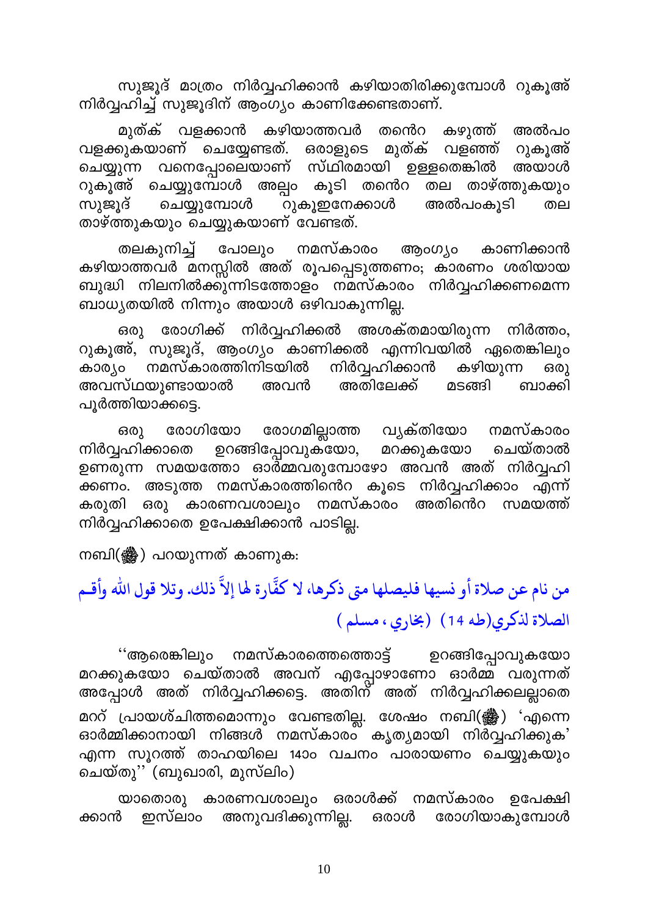സുജൂദ് മാത്രം നിർവ്വഹിക്കാൻ കഴിയാതിരിക്കുമ്പോൾ റുകൂഅ് നിർവ്വഹിച്ച് സുജൂദിന് ആംഗ്യം കാണിക്കേണ്ടതാണ്.

മുത്ക് വളക്കാൻ കഴിയാത്തവർ തന്റെ കഴുത്ത് അൽപം വളക്കുകയാണ് ചെയ്യേണ്ടത്. ഒരാളുടെ മുത്ക് വളഞ്ഞ് റുകൂഅ് ചെയ്യുന്ന വനെപ്പോലെയാണ് സ്ഥിരമായി ഉള്ളതെങ്കിൽ അയാൾ റുകൂഅ് ചെയ്യുമ്പോൾ അല്പം കൂടി തന്റെ തല താഴ്ത്തുകയും സുജൂദ് ചെയ്യുമ്പോൾ റുകൂഇനേക്കാൾ അൽപംകൂടി തല താഴ്ത്തുകയും ചെയ്യുകയാണ് വേണ്ടത്.

തലകുനിച്ച് പോലും നമസ്കാരം ആംഗ്യം കാണിക്കാൻ കഴിയാത്തവർ മനസ്സിൽ അത് രൂപപ്പെടുത്തണം; കാരണം ശരിയായ ബുദ്ധി നിലനിൽക്കുന്നിടത്തോളം നമസ്കാരം നിർവ്വഹിക്കണമെന്ന ബാധ്യതയിൽ നിന്നും അയാൾ ഒഴിവാകുന്നില്ല.

ഒരു രോഗിക്ക് നിർവ്വഹിക്കൽ അശക്തമായിരുന്ന നിർത്തം, റുകൂഅ്, സുജൂദ്, ആംഗ്യം കാണിക്കൽ എന്നിവയിൽ ഏതെങ്കിലും കാര്യം നമസ്കാരത്തിനിടയിൽ നിർവ്വഹിക്കാൻ കഴിയുന്ന ഒരു അവസ്ഥയുണ്ടായാൽ അവൻ അതിലേക്ക് മടങ്ങി ബാക്കി പൂർത്തിയാക്കട്ടെ.

ഒരു രോഗിയോ രോഗമില്ലാത്ത വ്യക്തിയോ നമസ്കാരം നിർവ്വഹിക്കാതെ ഉറങ്ങിപ്പോവുകയോ, മറക്കുകയോ ചെയ്താൽ ഉണരുന്ന സമയത്തോ ഓർമ്മവരുമ്പോഴോ അവൻ അത് നിർവ്വഹിക്കണം. അടുത്ത നമസ്കാരത്തിന്റെ കൂടെ നിർവ്വഹിക്കാം എന്ന് കരുതി ഒരു കാരണവശാലും നമസ്കാരം അതിന്റെ സമയത്ത് നിർവ്വഹിക്കാതെ ഉപേക്ഷിക്കാൻ പാടില്ല.

നബി(ﷺ) പറയുന്നത് കാണുക:

من نام عن صلاة أو نسيها فليصلها متى ذكرها، لا كفَّارة لها إلاَّ ذلك. وتلا قول الله وأقم الصلاة لذكري(طه 14) (بخاري ، مسلم )

''ആരെങ്കിലും നമസ്കാരത്തെത്തൊട്ട് ഉറങ്ങിപ്പോവുകയോ മറക്കുകയോ ചെയ്താൽ അവന് എപ്പോഴാണോ ഓർമ്മ വരുന്നത് അപ്പോൾ അത് നിർവ്വഹിക്കട്ടെ. അതിന് അത് നിർവ്വഹിക്കലല്ലാതെ മററ് പ്രായശ്ചിത്തമൊന്നും വേണ്ടതില്ല. ശേഷം നബി(ﷺ) 'എന്നെ ഓർമ്മിക്കാനായി നിങ്ങൾ നമസ്കാരം കൃത്യമായി നിർവ്വഹിക്കുക' എന്ന സൂറത്ത് താഹയിലെ 14ാം വചനം പാരായണം ചെയ്യുകയും ചെയ്തു'' (ബുഖാരി, മുസ്ലിം)

യാതൊരു കാരണവശാലും ഒരാൾക്ക് നമസ്കാരം ഉപേക്ഷിക്കാൻ ഇസ്ലാം അനുവദിക്കുന്നില്ല. ഒരാൾ രോഗിയാകുമ്പോൾ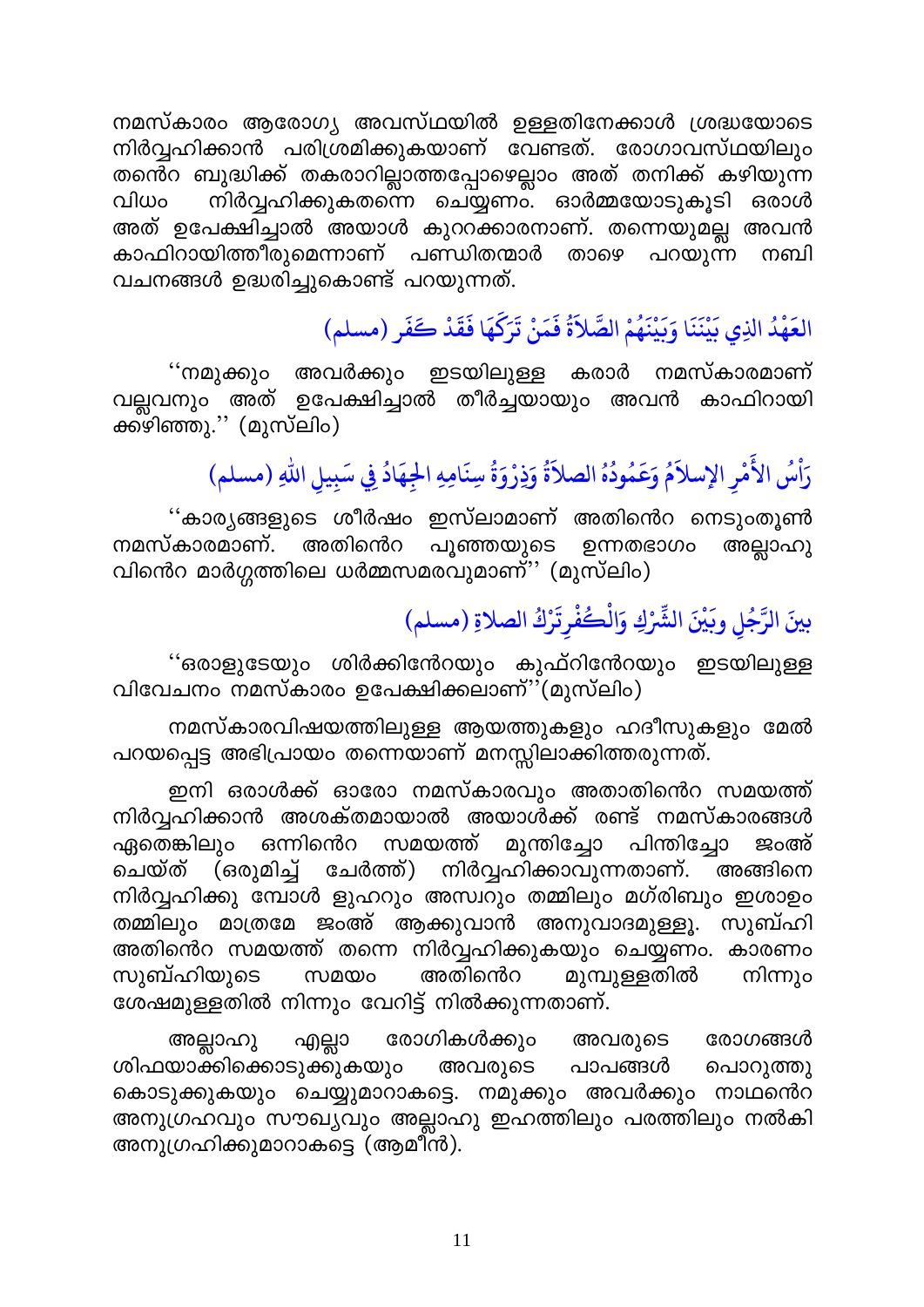നമസ്കാരം ആരോഗ്യ അവസ്ഥയിൽ ഉള്ളതിനേക്കാൾ ശ്രദ്ധയോടെ നിർവ്വഹിക്കാൻ പരിശ്രമിക്കുകയാണ് വേണ്ടത്. രോഗാവസ്ഥയിലും തന്റെ ബുദ്ധിക്ക് തകരാറില്ലാത്തപ്പോഴെല്ലാം അത് തനിക്ക് കഴിയുന്ന വിധം നിർവ്വഹിക്കുകതന്നെ ചെയ്യണം. ഓർമ്മയോടുകൂടി ഒരാൾ അത് ഉപേക്ഷിച്ചാൽ അയാൾ കുററക്കാരനാണ്. തന്നെയുമല്ല അവൻ കാഫിറായിത്തീരുമെന്നാണ് പണ്ഡിതന്മാർ താഴെ പറയുന്ന നബി വചനങ്ങൾ ഉദ്ധരിച്ചുകൊണ്ട് പറയുന്നത്.

العَهْدُ الذِي بَيْنَنَا وَبَيْنَهُمْ الصَّلاَةُ فَمَنْ تَرَكَهَا فَقَدْ كَفَر (مسلم)

''നമുക്കും അവർക്കും ഇടയിലുള്ള കരാർ നമസ്കാരമാണ് വല്ലവനും അത് ഉപേക്ഷിച്ചാൽ തീർച്ചയായും അവൻ കാഫിറായി ക്കഴിഞ്ഞു.'' (മുസ്‌ലിം)

رَأسُ الأَمْرِ الإسلاَمُ وَعَمُودُهُ الصلاَةُ وَذِرْوَةُ سِنَامِهِ الجِهَادُ فِي سَبِيلِ اللهِ (مسلم)

''കാര്യങ്ങളുടെ ശീർഷം ഇസ്‌ലാമാണ് അതിന്റെ നെടുംതൂൺ നമസ്കാരമാണ്. അതിന്റെ പൂഞ്ഞയുടെ ഉന്നതഭാഗം അല്ലാഹു വിന്റെ മാർഗ്ഗത്തിലെ ധർമ്മസമരവുമാണ്'' (മുസ്‌ലിം)

بينَ الرَّجُلِ وبَيْنَ الشِّرْكِ وَالْكُفْرِتَرْكُ الصلاةِ (مسلم)

''ഒരാളുടേയും ശിർക്കിന്റേയും കുഫ്റിന്റേയും ഇടയിലുള്ള വിവേചനം നമസ്കാരം ഉപേക്ഷിക്കലാണ്''(മുസ്‌ലിം)

നമസ്കാരവിഷയത്തിലുള്ള ആയത്തുകളും ഹദീസുകളും മേൽ പറയപ്പെട്ട അഭിപ്രായം തന്നെയാണ് മനസ്സിലാക്കിത്തരുന്നത്.

ഇനി ഒരാൾക്ക് ഓരോ നമസ്കാരവും അതാതിന്റെ സമയത്ത് നിർവ്വഹിക്കാൻ അശക്തമായാൽ അയാൾക്ക് രണ്ട് നമസ്കാരങ്ങൾ ഏതെങ്കിലും ഒന്നിന്റെ സമയത്ത് മുന്തിച്ചോ പിന്തിച്ചോ ജംഅ് ചെയ്ത് (ഒരുമിച്ച് ചേർത്ത്) നിർവ്വഹിക്കാവുന്നതാണ്. അങ്ങിനെ നിർവ്വഹിക്കു മ്പോൾ ളുഹറും അസ്വറും തമ്മിലും മഗ്‌രിബും ഇശാഉം തമ്മിലും മാത്രമേ ജംഅ് ആക്കുവാൻ അനുവാദമുള്ളൂ. സുബ്ഹി അതിന്റെ സമയത്ത് തന്നെ നിർവ്വഹിക്കുകയും ചെയ്യണം. കാരണം സുബ്ഹിയുടെ സമയം അതിന്റെ മുമ്പുള്ളതിൽ നിന്നും ശേഷമുള്ളതിൽ നിന്നും വേറിട്ട് നിൽക്കുന്നതാണ്.

അല്ലാഹു എല്ലാ രോഗികൾക്കും അവരുടെ രോഗങ്ങൾ ശിഫയാക്കിക്കൊടുക്കുകയും അവരുടെ പാപങ്ങൾ പൊറുത്തു കൊടുക്കുകയും ചെയ്യുമാറാകട്ടെ. നമുക്കും അവർക്കും നാഥന്റെ അനുഗ്രഹവും സൗഖ്യവും അല്ലാഹു ഇഹത്തിലും പരത്തിലും നൽകി അനുഗ്രഹിക്കുമാറാകട്ടെ (ആമീൻ).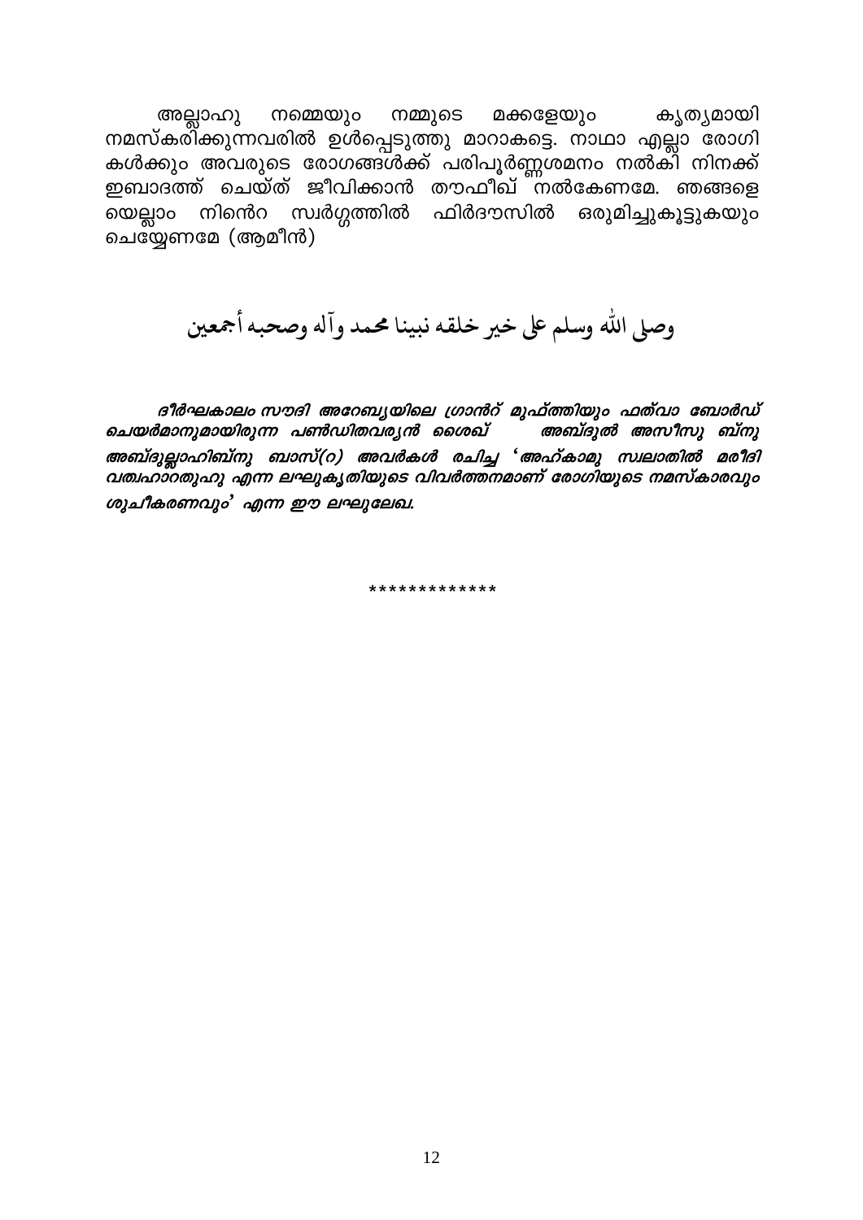അല്ലാഹു നമ്മെയും നമ്മുടെ മക്കളേയും കൃത്യമായി നമസ്കരിക്കുന്നവരിൽ ഉൾപ്പെടുത്തു മാറാകട്ടെ. നാഥാ എല്ലാ രോഗി കൾക്കും അവരുടെ രോഗങ്ങൾക്ക് പരിപൂർണ്ണശമനം നൽകി നിനക്ക് ഇബാദത്ത് ചെയ്ത് ജീവിക്കാൻ തൗഫീഖ് നൽകേണമേ. ഞങ്ങളെ യെല്ലാം നിൻെറ സ്വർഗ്ഗത്തിൽ ഫിർദൗസിൽ ഒരുമിച്ചുകൂട്ടുകയും ചെയ്യേണമേ (ആമീൻ)

وصلى الله وسلم على خير خلقه نبينا محمد وآله وصحبه أجمعين

*ദീർഘകാലം സൗദി അറേബ്യയിലെ ഗ്രാൻറ് മുഫ്ത്തിയും ഫത്വാ ബോർഡ് ചെയർമാനുമായിരുന്ന പണ്ഡിതവര്യൻ ശൈഖ് അബ്ദുൽ അസീസു ബ്നു അബ്ദുല്ലാഹിബ്നു ബാസ്(റ) അവർകൾ രചിച്ച 'അഹ്കാമു സ്വലാതിൽ മരീദി വത്വഹാറതുഹു എന്ന ലഘുകൃതിയുടെ വിവർത്തനമാണ് രോഗിയുടെ നമസ്കാരവും ശുചീകരണവും' എന്ന ഈ ലഘുലേഖ.*

*************